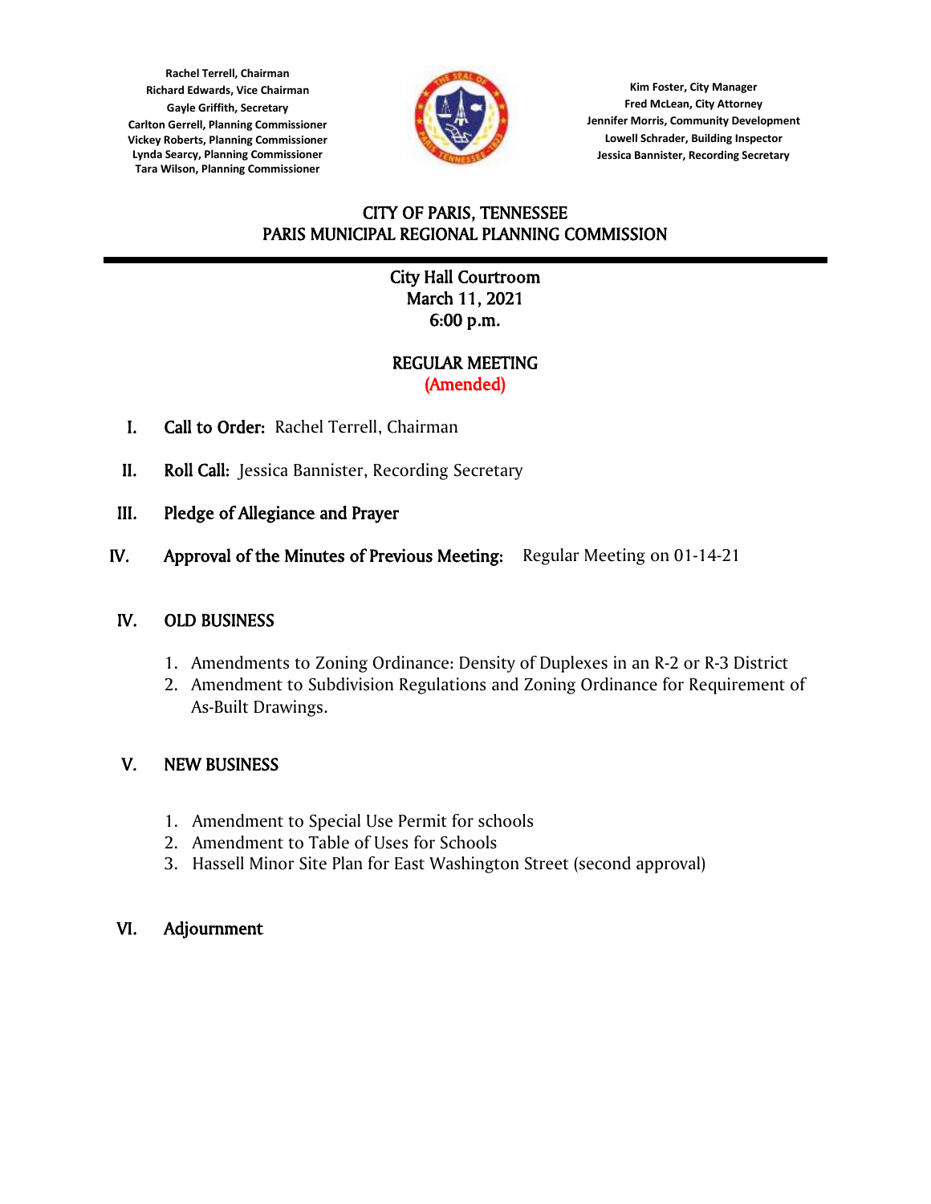Rachel Terrell, Chairman
Richard Edwards, Vice Chairman
Gayle Griffith, Secretary
Carlton Gerrell, Planning Commissioner
Vickey Roberts, Planning Commissioner
Lynda Searcy, Planning Commissioner
Tara Wilson, Planning Commissioner

Kim Foster, City Manager
Fred McLean, City Attorney
Jennifer Morris, Community Development
Lowell Schrader, Building Inspector
Jessica Bannister, Recording Secretary

# CITY OF PARIS, TENNESSEE
# PARIS MUNICIPAL REGIONAL PLANNING COMMISSION

City Hall Courtroom
March 11, 2021
6:00 p.m.

## REGULAR MEETING
(Amended)

I. **Call to Order:** Rachel Terrell, Chairman

II. **Roll Call:** Jessica Bannister, Recording Secretary

III. **Pledge of Allegiance and Prayer**

IV. **Approval of the Minutes of Previous Meeting:** Regular Meeting on 01-14-21

IV. **OLD BUSINESS**

1. Amendments to Zoning Ordinance: Density of Duplexes in an R-2 or R-3 District
2. Amendment to Subdivision Regulations and Zoning Ordinance for Requirement of As-Built Drawings.

V. **NEW BUSINESS**

1. Amendment to Special Use Permit for schools
2. Amendment to Table of Uses for Schools
3. Hassell Minor Site Plan for East Washington Street (second approval)

VI. **Adjournment**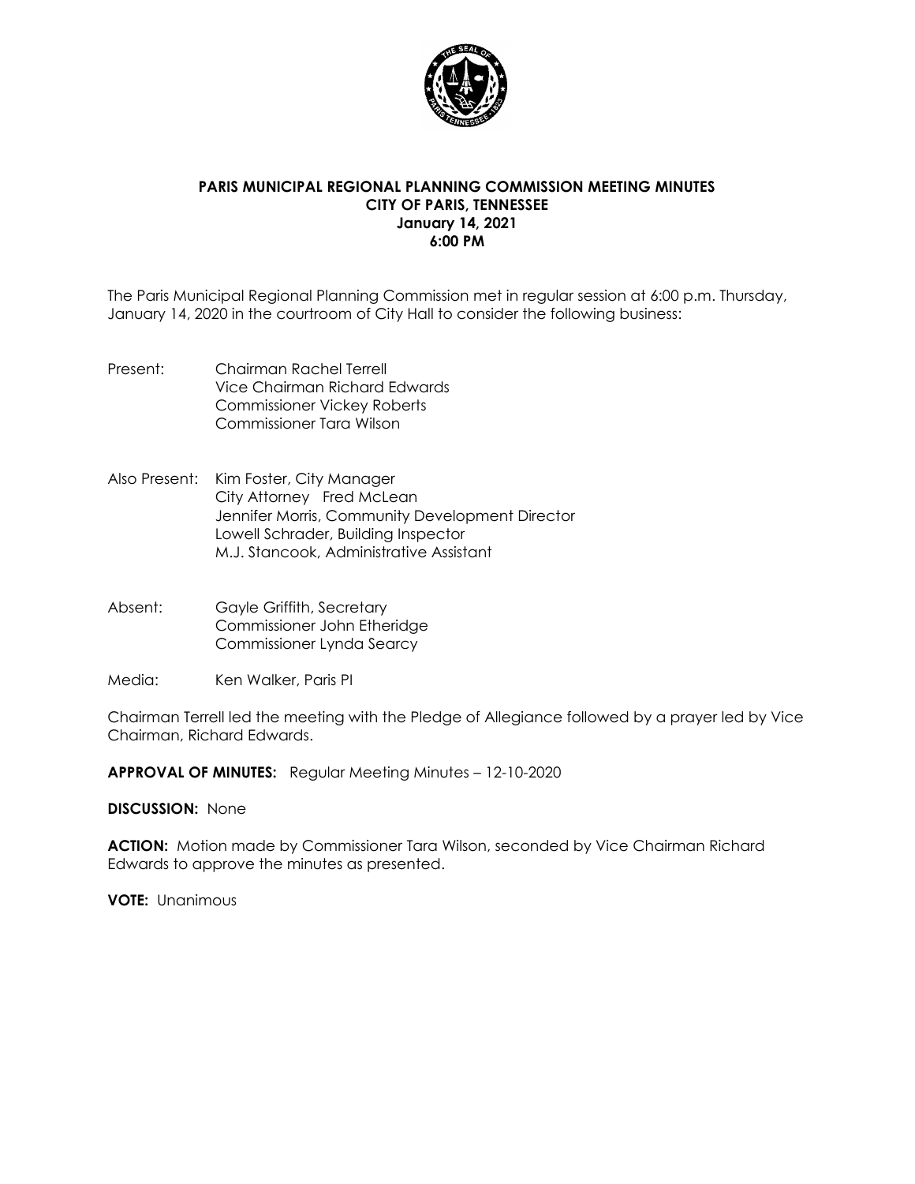**PARIS MUNICIPAL REGIONAL PLANNING COMMISSION MEETING MINUTES**
**CITY OF PARIS, TENNESSEE**
**January 14, 2021**
**6:00 PM**

The Paris Municipal Regional Planning Commission met in regular session at 6:00 p.m. Thursday, January 14, 2020 in the courtroom of City Hall to consider the following business:

Present: Chairman Rachel Terrell
Vice Chairman Richard Edwards
Commissioner Vickey Roberts
Commissioner Tara Wilson

Also Present: Kim Foster, City Manager
City Attorney Fred McLean
Jennifer Morris, Community Development Director
Lowell Schrader, Building Inspector
M.J. Stancook, Administrative Assistant

Absent: Gayle Griffith, Secretary
Commissioner John Etheridge
Commissioner Lynda Searcy

Media: Ken Walker, Paris PI

Chairman Terrell led the meeting with the Pledge of Allegiance followed by a prayer led by Vice Chairman, Richard Edwards.

**APPROVAL OF MINUTES:** Regular Meeting Minutes – 12-10-2020

**DISCUSSION:** None

**ACTION:** Motion made by Commissioner Tara Wilson, seconded by Vice Chairman Richard Edwards to approve the minutes as presented.

**VOTE:** Unanimous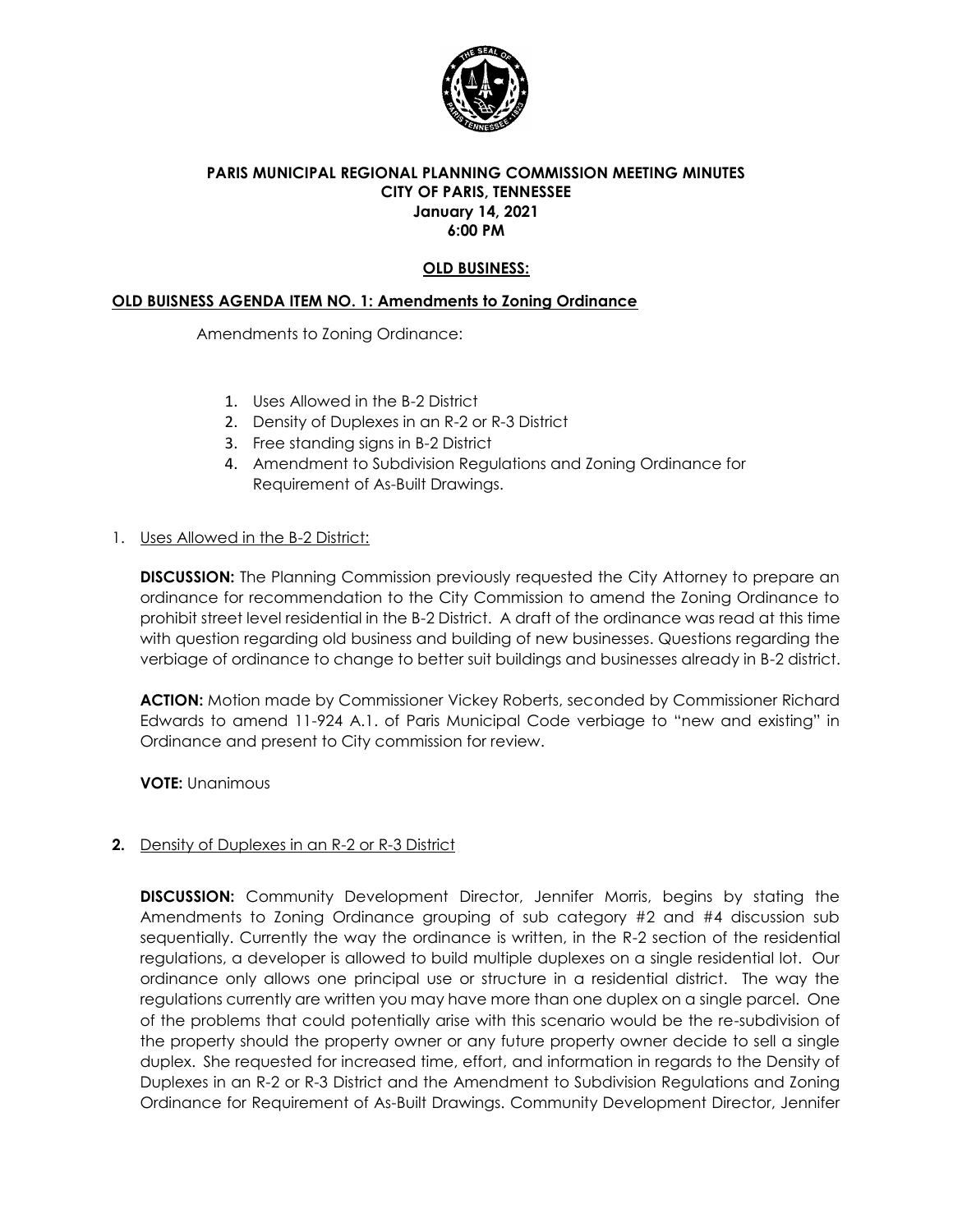**PARIS MUNICIPAL REGIONAL PLANNING COMMISSION MEETING MINUTES**
**CITY OF PARIS, TENNESSEE**
**January 14, 2021**
**6:00 PM**

**OLD BUSINESS:**

**OLD BUISNESS AGENDA ITEM NO. 1: Amendments to Zoning Ordinance**

Amendments to Zoning Ordinance:

1. Uses Allowed in the B-2 District
2. Density of Duplexes in an R-2 or R-3 District
3. Free standing signs in B-2 District
4. Amendment to Subdivision Regulations and Zoning Ordinance for Requirement of As-Built Drawings.

1. Uses Allowed in the B-2 District:

**DISCUSSION:** The Planning Commission previously requested the City Attorney to prepare an ordinance for recommendation to the City Commission to amend the Zoning Ordinance to prohibit street level residential in the B-2 District. A draft of the ordinance was read at this time with question regarding old business and building of new businesses. Questions regarding the verbiage of ordinance to change to better suit buildings and businesses already in B-2 district.

**ACTION:** Motion made by Commissioner Vickey Roberts, seconded by Commissioner Richard Edwards to amend 11-924 A.1. of Paris Municipal Code verbiage to "new and existing" in Ordinance and present to City commission for review.

**VOTE:** Unanimous

**2.** Density of Duplexes in an R-2 or R-3 District

**DISCUSSION:** Community Development Director, Jennifer Morris, begins by stating the Amendments to Zoning Ordinance grouping of sub category #2 and #4 discussion sub sequentially. Currently the way the ordinance is written, in the R-2 section of the residential regulations, a developer is allowed to build multiple duplexes on a single residential lot. Our ordinance only allows one principal use or structure in a residential district. The way the regulations currently are written you may have more than one duplex on a single parcel. One of the problems that could potentially arise with this scenario would be the re-subdivision of the property should the property owner or any future property owner decide to sell a single duplex. She requested for increased time, effort, and information in regards to the Density of Duplexes in an R-2 or R-3 District and the Amendment to Subdivision Regulations and Zoning Ordinance for Requirement of As-Built Drawings. Community Development Director, Jennifer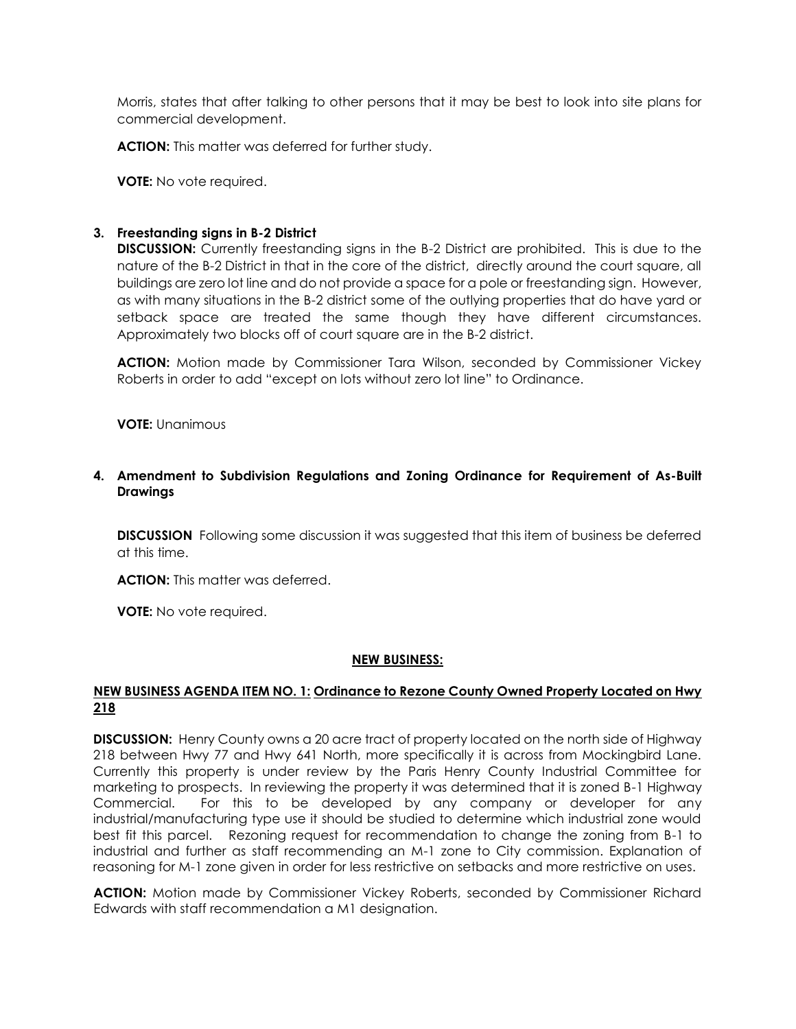Morris, states that after talking to other persons that it may be best to look into site plans for commercial development.

**ACTION:** This matter was deferred for further study.

**VOTE:** No vote required.

**3. Freestanding signs in B-2 District**

**DISCUSSION:** Currently freestanding signs in the B-2 District are prohibited. This is due to the nature of the B-2 District in that in the core of the district, directly around the court square, all buildings are zero lot line and do not provide a space for a pole or freestanding sign. However, as with many situations in the B-2 district some of the outlying properties that do have yard or setback space are treated the same though they have different circumstances. Approximately two blocks off of court square are in the B-2 district.

**ACTION:** Motion made by Commissioner Tara Wilson, seconded by Commissioner Vickey Roberts in order to add "except on lots without zero lot line" to Ordinance.

**VOTE:** Unanimous

**4. Amendment to Subdivision Regulations and Zoning Ordinance for Requirement of As-Built Drawings**

**DISCUSSION** Following some discussion it was suggested that this item of business be deferred at this time.

**ACTION:** This matter was deferred.

**VOTE:** No vote required.

**NEW BUSINESS:**

**NEW BUSINESS AGENDA ITEM NO. 1: Ordinance to Rezone County Owned Property Located on Hwy 218**

**DISCUSSION:** Henry County owns a 20 acre tract of property located on the north side of Highway 218 between Hwy 77 and Hwy 641 North, more specifically it is across from Mockingbird Lane. Currently this property is under review by the Paris Henry County Industrial Committee for marketing to prospects. In reviewing the property it was determined that it is zoned B-1 Highway Commercial. For this to be developed by any company or developer for any industrial/manufacturing type use it should be studied to determine which industrial zone would best fit this parcel. Rezoning request for recommendation to change the zoning from B-1 to industrial and further as staff recommending an M-1 zone to City commission. Explanation of reasoning for M-1 zone given in order for less restrictive on setbacks and more restrictive on uses.

**ACTION:** Motion made by Commissioner Vickey Roberts, seconded by Commissioner Richard Edwards with staff recommendation a M1 designation.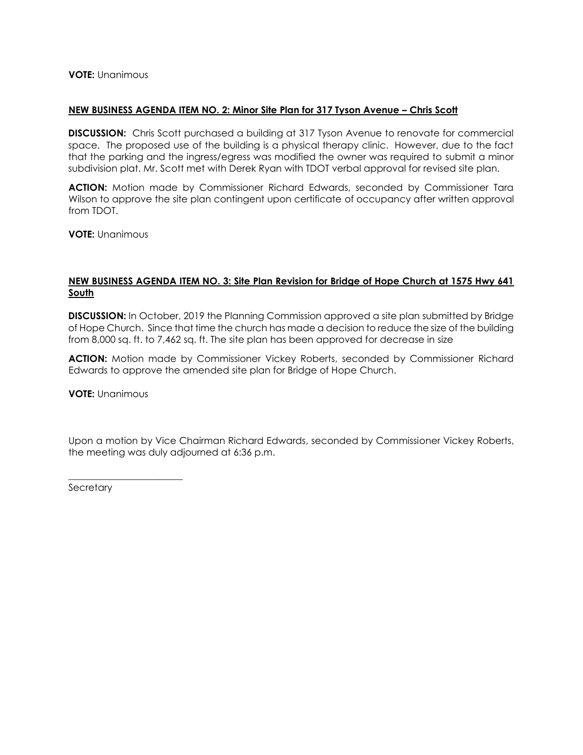**VOTE:** Unanimous

**NEW BUSINESS AGENDA ITEM NO. 2: Minor Site Plan for 317 Tyson Avenue – Chris Scott**

**DISCUSSION:** Chris Scott purchased a building at 317 Tyson Avenue to renovate for commercial space. The proposed use of the building is a physical therapy clinic. However, due to the fact that the parking and the ingress/egress was modified the owner was required to submit a minor subdivision plat. Mr. Scott met with Derek Ryan with TDOT verbal approval for revised site plan.

**ACTION:** Motion made by Commissioner Richard Edwards, seconded by Commissioner Tara Wilson to approve the site plan contingent upon certificate of occupancy after written approval from TDOT.

**VOTE:** Unanimous

**NEW BUSINESS AGENDA ITEM NO. 3: Site Plan Revision for Bridge of Hope Church at 1575 Hwy 641 South**

**DISCUSSION:** In October, 2019 the Planning Commission approved a site plan submitted by Bridge of Hope Church. Since that time the church has made a decision to reduce the size of the building from 8,000 sq. ft. to 7,462 sq. ft. The site plan has been approved for decrease in size

**ACTION:** Motion made by Commissioner Vickey Roberts, seconded by Commissioner Richard Edwards to approve the amended site plan for Bridge of Hope Church.

**VOTE:** Unanimous

Upon a motion by Vice Chairman Richard Edwards, seconded by Commissioner Vickey Roberts, the meeting was duly adjourned at 6:36 p.m.

\_\_\_\_\_\_\_\_\_\_\_\_\_\_\_\_\_\_\_\_\_\_\_\_\_\_\_

Secretary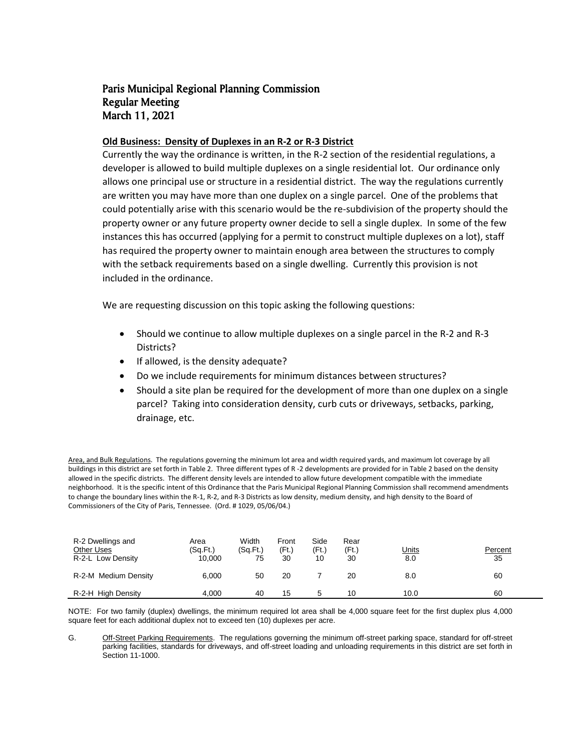## Paris Municipal Regional Planning Commission
## Regular Meeting
## March 11, 2021

**Old Business: Density of Duplexes in an R-2 or R-3 District**

Currently the way the ordinance is written, in the R-2 section of the residential regulations, a developer is allowed to build multiple duplexes on a single residential lot. Our ordinance only allows one principal use or structure in a residential district. The way the regulations currently are written you may have more than one duplex on a single parcel. One of the problems that could potentially arise with this scenario would be the re-subdivision of the property should the property owner or any future property owner decide to sell a single duplex. In some of the few instances this has occurred (applying for a permit to construct multiple duplexes on a lot), staff has required the property owner to maintain enough area between the structures to comply with the setback requirements based on a single dwelling. Currently this provision is not included in the ordinance.

We are requesting discussion on this topic asking the following questions:

- Should we continue to allow multiple duplexes on a single parcel in the R-2 and R-3 Districts?
- If allowed, is the density adequate?
- Do we include requirements for minimum distances between structures?
- Should a site plan be required for the development of more than one duplex on a single parcel? Taking into consideration density, curb cuts or driveways, setbacks, parking, drainage, etc.

Area, and Bulk Regulations. The regulations governing the minimum lot area and width required yards, and maximum lot coverage by all buildings in this district are set forth in Table 2. Three different types of R -2 developments are provided for in Table 2 based on the density allowed in the specific districts. The different density levels are intended to allow future development compatible with the immediate neighborhood. It is the specific intent of this Ordinance that the Paris Municipal Regional Planning Commission shall recommend amendments to change the boundary lines within the R-1, R-2, and R-3 Districts as low density, medium density, and high density to the Board of Commissioners of the City of Paris, Tennessee. (Ord. # 1029, 05/06/04.)

| R-2 Dwellings and Other Uses | Area (Sq.Ft.) | Width (Sq.Ft.) | Front (Ft.) | Side (Ft.) | Rear (Ft.) | Units | Percent |
|---|---|---|---|---|---|---|---|
| R-2-L Low Density | 10,000 | 75 | 30 | 10 | 30 | 8.0 | 35 |
| R-2-M Medium Density | 6,000 | 50 | 20 | 7 | 20 | 8.0 | 60 |
| R-2-H High Density | 4,000 | 40 | 15 | 5 | 10 | 10.0 | 60 |

NOTE: For two family (duplex) dwellings, the minimum required lot area shall be 4,000 square feet for the first duplex plus 4,000 square feet for each additional duplex not to exceed ten (10) duplexes per acre.

G. Off-Street Parking Requirements. The regulations governing the minimum off-street parking space, standard for off-street parking facilities, standards for driveways, and off-street loading and unloading requirements in this district are set forth in Section 11-1000.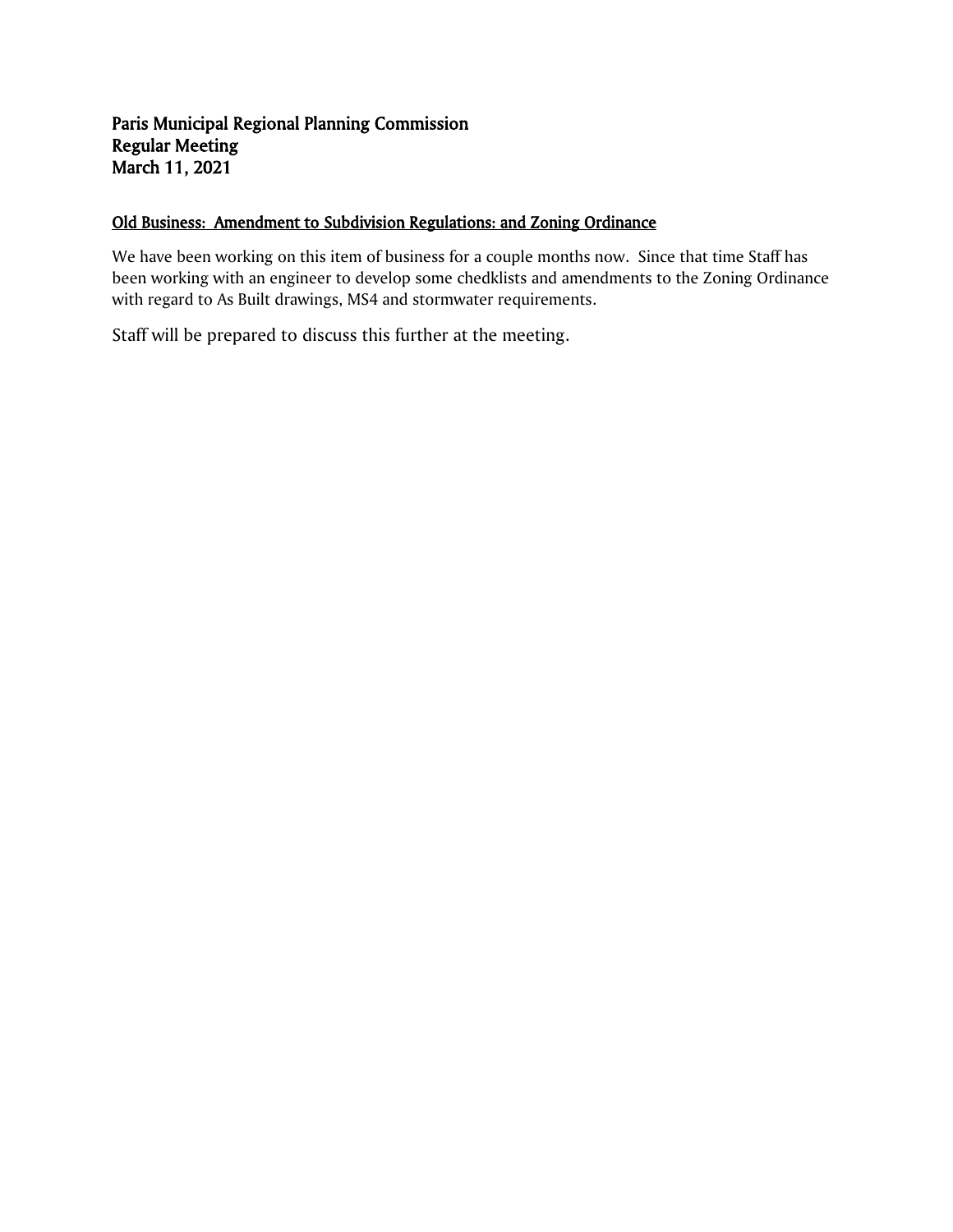**Paris Municipal Regional Planning Commission**
**Regular Meeting**
**March 11, 2021**

**Old Business: Amendment to Subdivision Regulations: and Zoning Ordinance**

We have been working on this item of business for a couple months now. Since that time Staff has been working with an engineer to develop some chedklists and amendments to the Zoning Ordinance with regard to As Built drawings, MS4 and stormwater requirements.

Staff will be prepared to discuss this further at the meeting.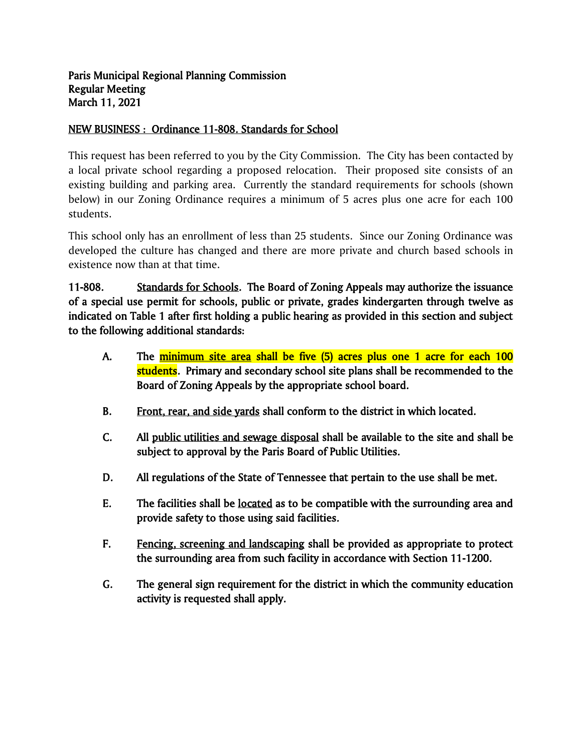**Paris Municipal Regional Planning Commission**
**Regular Meeting**
**March 11, 2021**

**NEW BUSINESS : Ordinance 11-808. Standards for School**

This request has been referred to you by the City Commission. The City has been contacted by a local private school regarding a proposed relocation. Their proposed site consists of an existing building and parking area. Currently the standard requirements for schools (shown below) in our Zoning Ordinance requires a minimum of 5 acres plus one acre for each 100 students.

This school only has an enrollment of less than 25 students. Since our Zoning Ordinance was developed the culture has changed and there are more private and church based schools in existence now than at that time.

**11-808. Standards for Schools. The Board of Zoning Appeals may authorize the issuance of a special use permit for schools, public or private, grades kindergarten through twelve as indicated on Table 1 after first holding a public hearing as provided in this section and subject to the following additional standards:**

**A. The minimum site area shall be five (5) acres plus one 1 acre for each 100 students. Primary and secondary school site plans shall be recommended to the Board of Zoning Appeals by the appropriate school board.**

**B. Front, rear, and side yards shall conform to the district in which located.**

**C. All public utilities and sewage disposal shall be available to the site and shall be subject to approval by the Paris Board of Public Utilities.**

**D. All regulations of the State of Tennessee that pertain to the use shall be met.**

**E. The facilities shall be located as to be compatible with the surrounding area and provide safety to those using said facilities.**

**F. Fencing, screening and landscaping shall be provided as appropriate to protect the surrounding area from such facility in accordance with Section 11-1200.**

**G. The general sign requirement for the district in which the community education activity is requested shall apply.**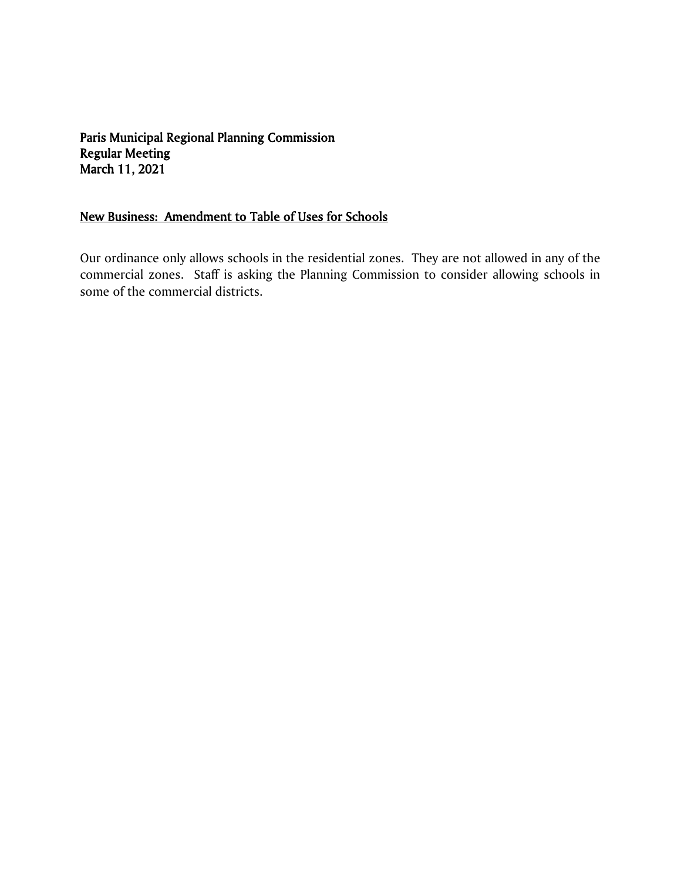**Paris Municipal Regional Planning Commission**
**Regular Meeting**
**March 11, 2021**

**<u>New Business: Amendment to Table of Uses for Schools</u>**

Our ordinance only allows schools in the residential zones. They are not allowed in any of the commercial zones. Staff is asking the Planning Commission to consider allowing schools in some of the commercial districts.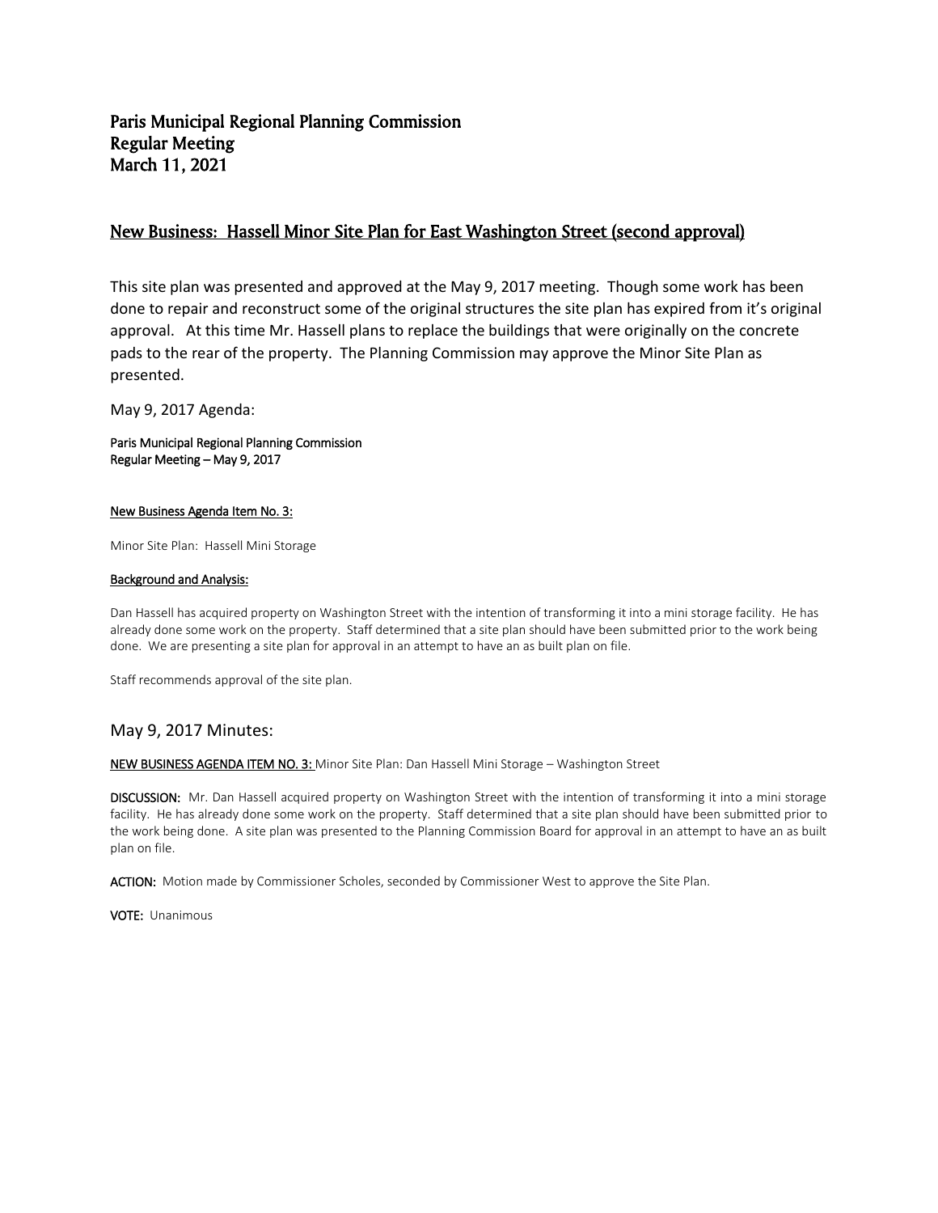# Paris Municipal Regional Planning Commission
# Regular Meeting
# March 11, 2021

## New Business: Hassell Minor Site Plan for East Washington Street (second approval)

This site plan was presented and approved at the May 9, 2017 meeting. Though some work has been done to repair and reconstruct some of the original structures the site plan has expired from it's original approval. At this time Mr. Hassell plans to replace the buildings that were originally on the concrete pads to the rear of the property. The Planning Commission may approve the Minor Site Plan as presented.

May 9, 2017 Agenda:

**Paris Municipal Regional Planning Commission**
**Regular Meeting – May 9, 2017**

**New Business Agenda Item No. 3:**

Minor Site Plan: Hassell Mini Storage

**Background and Analysis:**

Dan Hassell has acquired property on Washington Street with the intention of transforming it into a mini storage facility. He has already done some work on the property. Staff determined that a site plan should have been submitted prior to the work being done. We are presenting a site plan for approval in an attempt to have an as built plan on file.

Staff recommends approval of the site plan.

## May 9, 2017 Minutes:

**NEW BUSINESS AGENDA ITEM NO. 3:** Minor Site Plan: Dan Hassell Mini Storage – Washington Street

**DISCUSSION:** Mr. Dan Hassell acquired property on Washington Street with the intention of transforming it into a mini storage facility. He has already done some work on the property. Staff determined that a site plan should have been submitted prior to the work being done. A site plan was presented to the Planning Commission Board for approval in an attempt to have an as built plan on file.

**ACTION:** Motion made by Commissioner Scholes, seconded by Commissioner West to approve the Site Plan.

**VOTE:** Unanimous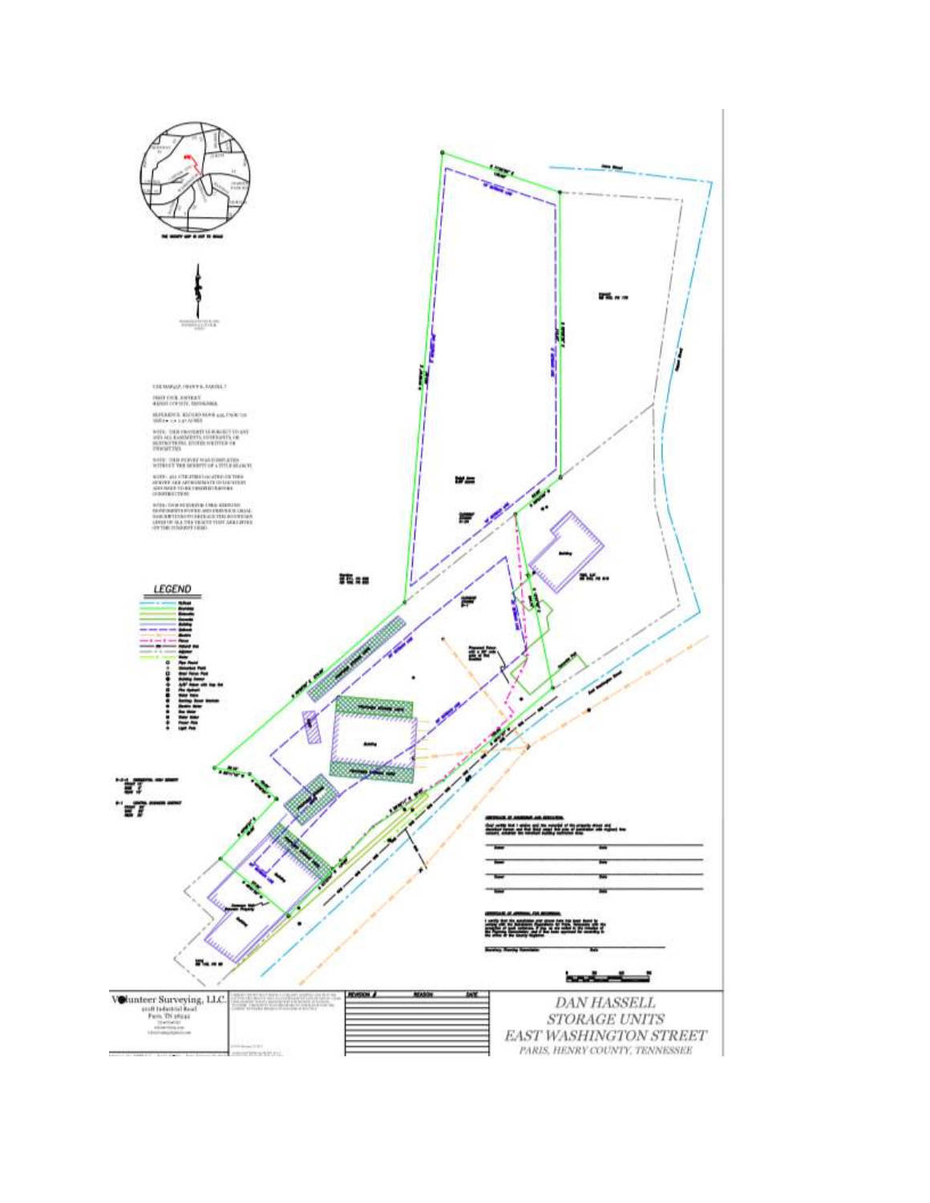LEGEND

Volunteer Surveying, LLC

2028 Industrial Road
Paris, TN 38242

REVISION # | REASON | DATE

DAN HASSELL
STORAGE UNITS
EAST WASHINGTON STREET
PARIS, HENRY COUNTY, TENNESSEE